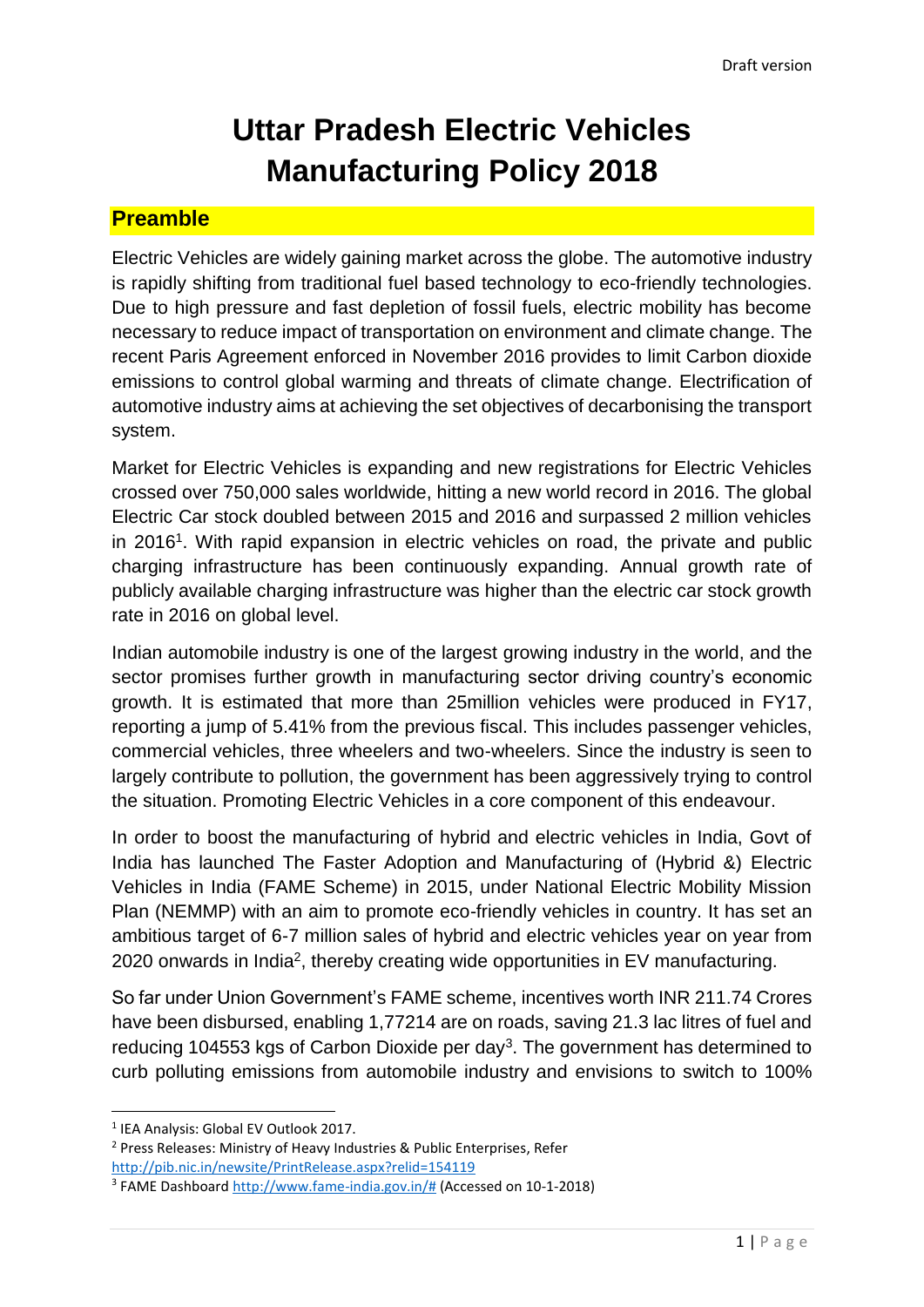# Uttar Pradesh Electric Vehicles Manufacturing Policy 2018

## Preamble

Electric Vehicles are widely gaining market across the globe. The automotive industry is rapidly shifting from traditional fuel based technology to eco-friendly technologies. Due to high pressure and fast depletion of fossil fuels, electric mobility has become necessary to reduce impact of transportation on environment and climate change. The recent Paris Agreement enforced in November 2016 provides to limit Carbon dioxide emissions to control global warming and threats of climate change. Electrification of automotive industry aims at achieving the set objectives of decarbonising the transport system.

Market for Electric Vehicles is expanding and new registrations for Electric Vehicles crossed over 750,000 sales worldwide, hitting a new world record in 2016. The global Electric Car stock doubled between 2015 and 2016 and surpassed 2 million vehicles in 2016[1]. With rapid expansion in electric vehicles on road, the private and public charging infrastructure has been continuously expanding. Annual growth rate of publicly available charging infrastructure was higher than the electric car stock growth rate in 2016 on global level.

Indian automobile industry is one of the largest growing industry in the world, and the sector promises further growth in manufacturing sector driving country's economic growth. It is estimated that more than 25million vehicles were produced in FY17, reporting a jump of 5.41% from the previous fiscal. This includes passenger vehicles, commercial vehicles, three wheelers and two-wheelers. Since the industry is seen to largely contribute to pollution, the government has been aggressively trying to control the situation. Promoting Electric Vehicles in a core component of this endeavour.

In order to boost the manufacturing of hybrid and electric vehicles in India, Govt of India has launched The Faster Adoption and Manufacturing of (Hybrid &) Electric Vehicles in India (FAME Scheme) in 2015, under National Electric Mobility Mission Plan (NEMMP) with an aim to promote eco-friendly vehicles in country. It has set an ambitious target of 6-7 million sales of hybrid and electric vehicles year on year from 2020 onwards in India[2], thereby creating wide opportunities in EV manufacturing.

So far under Union Government's FAME scheme, incentives worth INR 211.74 Crores have been disbursed, enabling 1,77214 are on roads, saving 21.3 lac litres of fuel and reducing 104553 kgs of Carbon Dioxide per day[3]. The government has determined to curb polluting emissions from automobile industry and envisions to switch to 100%

---

[1] IEA Analysis: Global EV Outlook 2017.

[2] Press Releases: Ministry of Heavy Industries & Public Enterprises, Refer http://pib.nic.in/newsite/PrintRelease.aspx?relid=154119

[3] FAME Dashboard http://www.fame-india.gov.in/# (Accessed on 10-1-2018)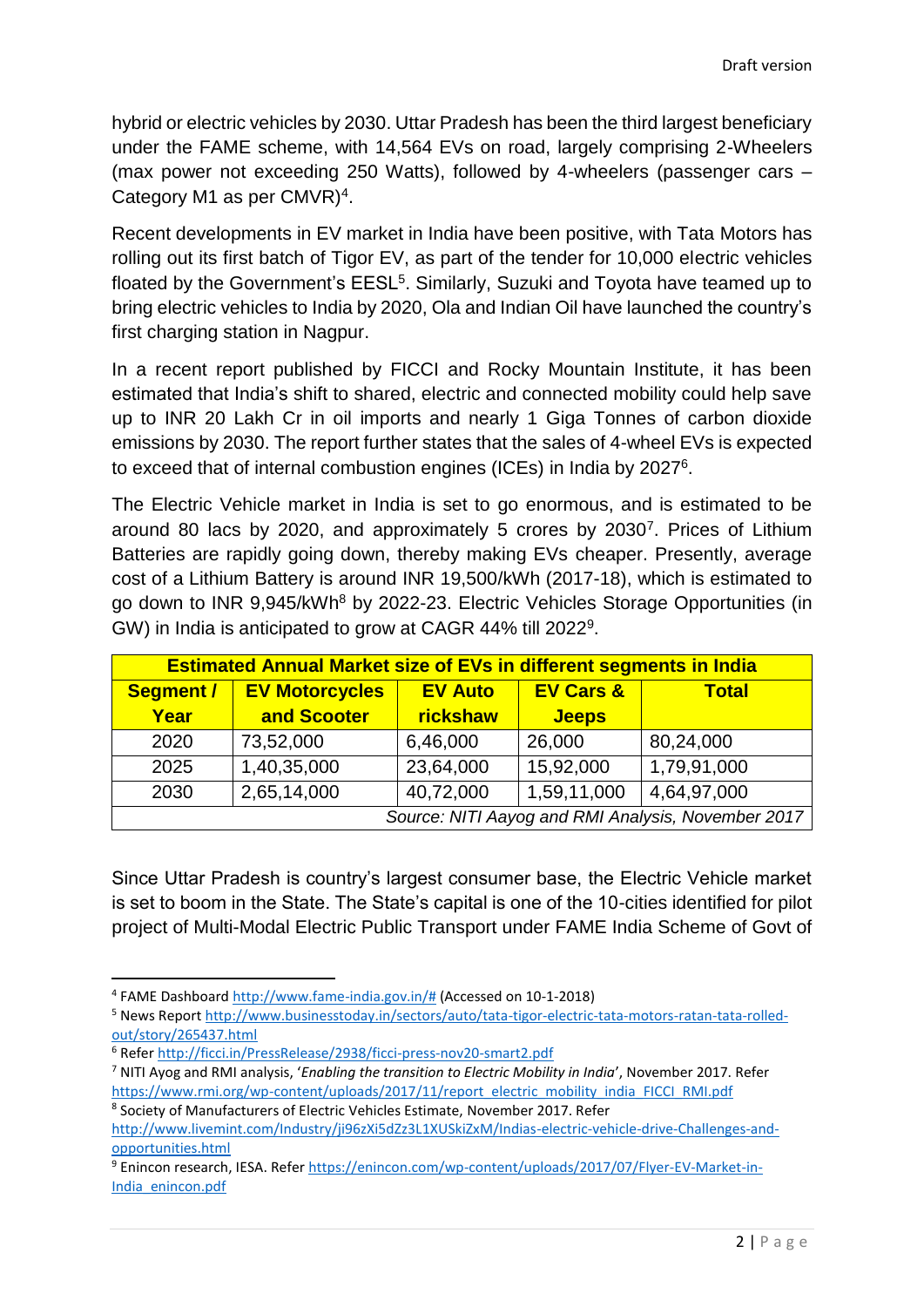hybrid or electric vehicles by 2030. Uttar Pradesh has been the third largest beneficiary under the FAME scheme, with 14,564 EVs on road, largely comprising 2-Wheelers (max power not exceeding 250 Watts), followed by 4-wheelers (passenger cars – Category M1 as per CMVR)[4].

Recent developments in EV market in India have been positive, with Tata Motors has rolling out its first batch of Tigor EV, as part of the tender for 10,000 electric vehicles floated by the Government's EESL[5]. Similarly, Suzuki and Toyota have teamed up to bring electric vehicles to India by 2020, Ola and Indian Oil have launched the country's first charging station in Nagpur.

In a recent report published by FICCI and Rocky Mountain Institute, it has been estimated that India's shift to shared, electric and connected mobility could help save up to INR 20 Lakh Cr in oil imports and nearly 1 Giga Tonnes of carbon dioxide emissions by 2030. The report further states that the sales of 4-wheel EVs is expected to exceed that of internal combustion engines (ICEs) in India by 2027[6].

The Electric Vehicle market in India is set to go enormous, and is estimated to be around 80 lacs by 2020, and approximately 5 crores by 2030[7]. Prices of Lithium Batteries are rapidly going down, thereby making EVs cheaper. Presently, average cost of a Lithium Battery is around INR 19,500/kWh (2017-18), which is estimated to go down to INR 9,945/kWh[8] by 2022-23. Electric Vehicles Storage Opportunities (in GW) in India is anticipated to grow at CAGR 44% till 2022[9].

| **Estimated Annual Market size of EVs in different segments in India** | | | | |
|---|---|---|---|---|
| **Segment / Year** | **EV Motorcycles and Scooter** | **EV Auto rickshaw** | **EV Cars & Jeeps** | **Total** |
| 2020 | 73,52,000 | 6,46,000 | 26,000 | 80,24,000 |
| 2025 | 1,40,35,000 | 23,64,000 | 15,92,000 | 1,79,91,000 |
| 2030 | 2,65,14,000 | 40,72,000 | 1,59,11,000 | 4,64,97,000 |
| *Source: NITI Aayog and RMI Analysis, November 2017* | | | | |

Since Uttar Pradesh is country's largest consumer base, the Electric Vehicle market is set to boom in the State. The State's capital is one of the 10-cities identified for pilot project of Multi-Modal Electric Public Transport under FAME India Scheme of Govt of

---

[4] FAME Dashboard http://www.fame-india.gov.in/# (Accessed on 10-1-2018)

[5] News Report http://www.businesstoday.in/sectors/auto/tata-tigor-electric-tata-motors-ratan-tata-rolled-out/story/265437.html

[6] Refer http://ficci.in/PressRelease/2938/ficci-press-nov20-smart2.pdf

[7] NITI Ayog and RMI analysis, '*Enabling the transition to Electric Mobility in India*', November 2017. Refer https://www.rmi.org/wp-content/uploads/2017/11/report_electric_mobility_india_FICCI_RMI.pdf

[8] Society of Manufacturers of Electric Vehicles Estimate, November 2017. Refer http://www.livemint.com/Industry/ji96zXi5dZz3L1XUSkiZxM/Indias-electric-vehicle-drive-Challenges-and-opportunities.html

[9] Enincon research, IESA. Refer https://enincon.com/wp-content/uploads/2017/07/Flyer-EV-Market-in-India_enincon.pdf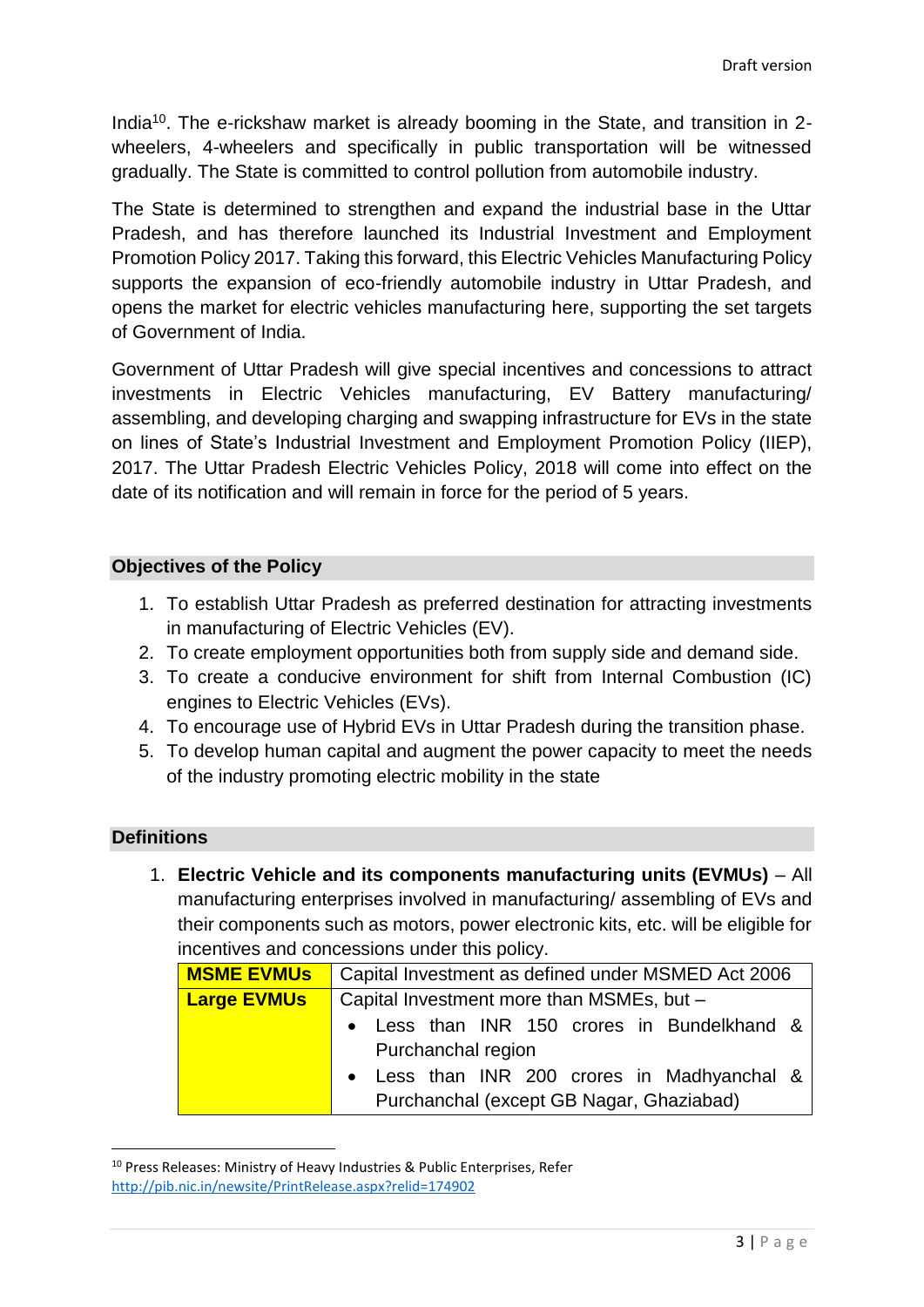India[10]. The e-rickshaw market is already booming in the State, and transition in 2-wheelers, 4-wheelers and specifically in public transportation will be witnessed gradually. The State is committed to control pollution from automobile industry.

The State is determined to strengthen and expand the industrial base in the Uttar Pradesh, and has therefore launched its Industrial Investment and Employment Promotion Policy 2017. Taking this forward, this Electric Vehicles Manufacturing Policy supports the expansion of eco-friendly automobile industry in Uttar Pradesh, and opens the market for electric vehicles manufacturing here, supporting the set targets of Government of India.

Government of Uttar Pradesh will give special incentives and concessions to attract investments in Electric Vehicles manufacturing, EV Battery manufacturing/ assembling, and developing charging and swapping infrastructure for EVs in the state on lines of State's Industrial Investment and Employment Promotion Policy (IIEP), 2017. The Uttar Pradesh Electric Vehicles Policy, 2018 will come into effect on the date of its notification and will remain in force for the period of 5 years.

## Objectives of the Policy

1. To establish Uttar Pradesh as preferred destination for attracting investments in manufacturing of Electric Vehicles (EV).
2. To create employment opportunities both from supply side and demand side.
3. To create a conducive environment for shift from Internal Combustion (IC) engines to Electric Vehicles (EVs).
4. To encourage use of Hybrid EVs in Uttar Pradesh during the transition phase.
5. To develop human capital and augment the power capacity to meet the needs of the industry promoting electric mobility in the state

## Definitions

1. **Electric Vehicle and its components manufacturing units (EVMUs)** – All manufacturing enterprises involved in manufacturing/ assembling of EVs and their components such as motors, power electronic kits, etc. will be eligible for incentives and concessions under this policy.

| | |
|---|---|
| **MSME EVMUs** | Capital Investment as defined under MSMED Act 2006 |
| **Large EVMUs** | Capital Investment more than MSMEs, but – <br>• Less than INR 150 crores in Bundelkhand & Purchanchal region<br>• Less than INR 200 crores in Madhyanchal & Purchanchal (except GB Nagar, Ghaziabad) |

[10] Press Releases: Ministry of Heavy Industries & Public Enterprises, Refer http://pib.nic.in/newsite/PrintRelease.aspx?relid=174902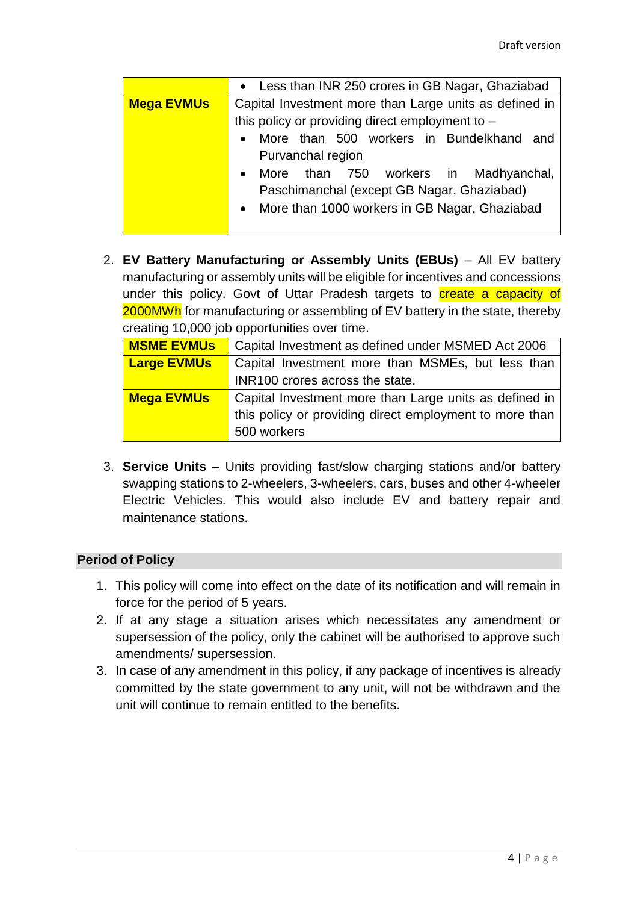| | |
|---|---|
| | • Less than INR 250 crores in GB Nagar, Ghaziabad |
| **Mega EVMUs** | Capital Investment more than Large units as defined in this policy or providing direct employment to – <br>• More than 500 workers in Bundelkhand and Purvanchal region <br>• More than 750 workers in Madhyanchal, Paschimanchal (except GB Nagar, Ghaziabad) <br>• More than 1000 workers in GB Nagar, Ghaziabad |

2. **EV Battery Manufacturing or Assembly Units (EBUs)** – All EV battery manufacturing or assembly units will be eligible for incentives and concessions under this policy. Govt of Uttar Pradesh targets to create a capacity of 2000MWh for manufacturing or assembling of EV battery in the state, thereby creating 10,000 job opportunities over time.

| | |
|---|---|
| **MSME EVMUs** | Capital Investment as defined under MSMED Act 2006 |
| **Large EVMUs** | Capital Investment more than MSMEs, but less than INR100 crores across the state. |
| **Mega EVMUs** | Capital Investment more than Large units as defined in this policy or providing direct employment to more than 500 workers |

3. **Service Units** – Units providing fast/slow charging stations and/or battery swapping stations to 2-wheelers, 3-wheelers, cars, buses and other 4-wheeler Electric Vehicles. This would also include EV and battery repair and maintenance stations.

## Period of Policy

1. This policy will come into effect on the date of its notification and will remain in force for the period of 5 years.
2. If at any stage a situation arises which necessitates any amendment or supersession of the policy, only the cabinet will be authorised to approve such amendments/ supersession.
3. In case of any amendment in this policy, if any package of incentives is already committed by the state government to any unit, will not be withdrawn and the unit will continue to remain entitled to the benefits.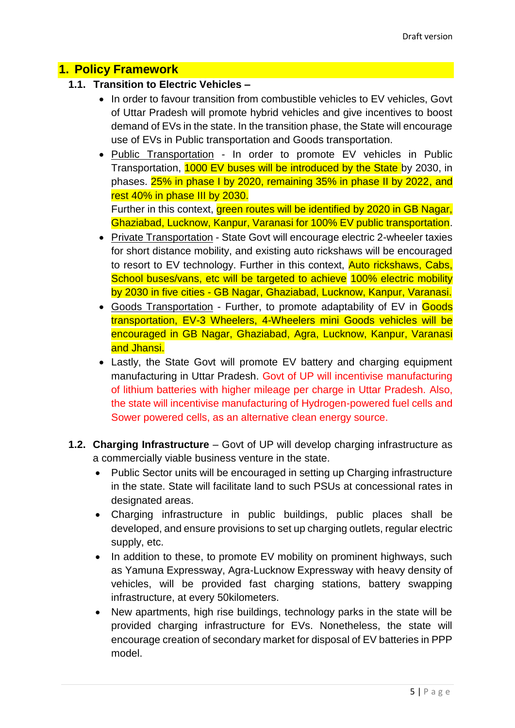# 1. Policy Framework

## 1.1. Transition to Electric Vehicles –

- In order to favour transition from combustible vehicles to EV vehicles, Govt of Uttar Pradesh will promote hybrid vehicles and give incentives to boost demand of EVs in the state. In the transition phase, the State will encourage use of EVs in Public transportation and Goods transportation.
- Public Transportation - In order to promote EV vehicles in Public Transportation, 1000 EV buses will be introduced by the State by 2030, in phases. 25% in phase I by 2020, remaining 35% in phase II by 2022, and rest 40% in phase III by 2030.

  Further in this context, green routes will be identified by 2020 in GB Nagar, Ghaziabad, Lucknow, Kanpur, Varanasi for 100% EV public transportation.
- Private Transportation - State Govt will encourage electric 2-wheeler taxies for short distance mobility, and existing auto rickshaws will be encouraged to resort to EV technology. Further in this context, Auto rickshaws, Cabs, School buses/vans, etc will be targeted to achieve 100% electric mobility by 2030 in five cities - GB Nagar, Ghaziabad, Lucknow, Kanpur, Varanasi.
- Goods Transportation - Further, to promote adaptability of EV in Goods transportation, EV-3 Wheelers, 4-Wheelers mini Goods vehicles will be encouraged in GB Nagar, Ghaziabad, Agra, Lucknow, Kanpur, Varanasi and Jhansi.
- Lastly, the State Govt will promote EV battery and charging equipment manufacturing in Uttar Pradesh. Govt of UP will incentivise manufacturing of lithium batteries with higher mileage per charge in Uttar Pradesh. Also, the state will incentivise manufacturing of Hydrogen-powered fuel cells and Sower powered cells, as an alternative clean energy source.

## 1.2. Charging Infrastructure – Govt of UP will develop charging infrastructure as a commercially viable business venture in the state.

- Public Sector units will be encouraged in setting up Charging infrastructure in the state. State will facilitate land to such PSUs at concessional rates in designated areas.
- Charging infrastructure in public buildings, public places shall be developed, and ensure provisions to set up charging outlets, regular electric supply, etc.
- In addition to these, to promote EV mobility on prominent highways, such as Yamuna Expressway, Agra-Lucknow Expressway with heavy density of vehicles, will be provided fast charging stations, battery swapping infrastructure, at every 50kilometers.
- New apartments, high rise buildings, technology parks in the state will be provided charging infrastructure for EVs. Nonetheless, the state will encourage creation of secondary market for disposal of EV batteries in PPP model.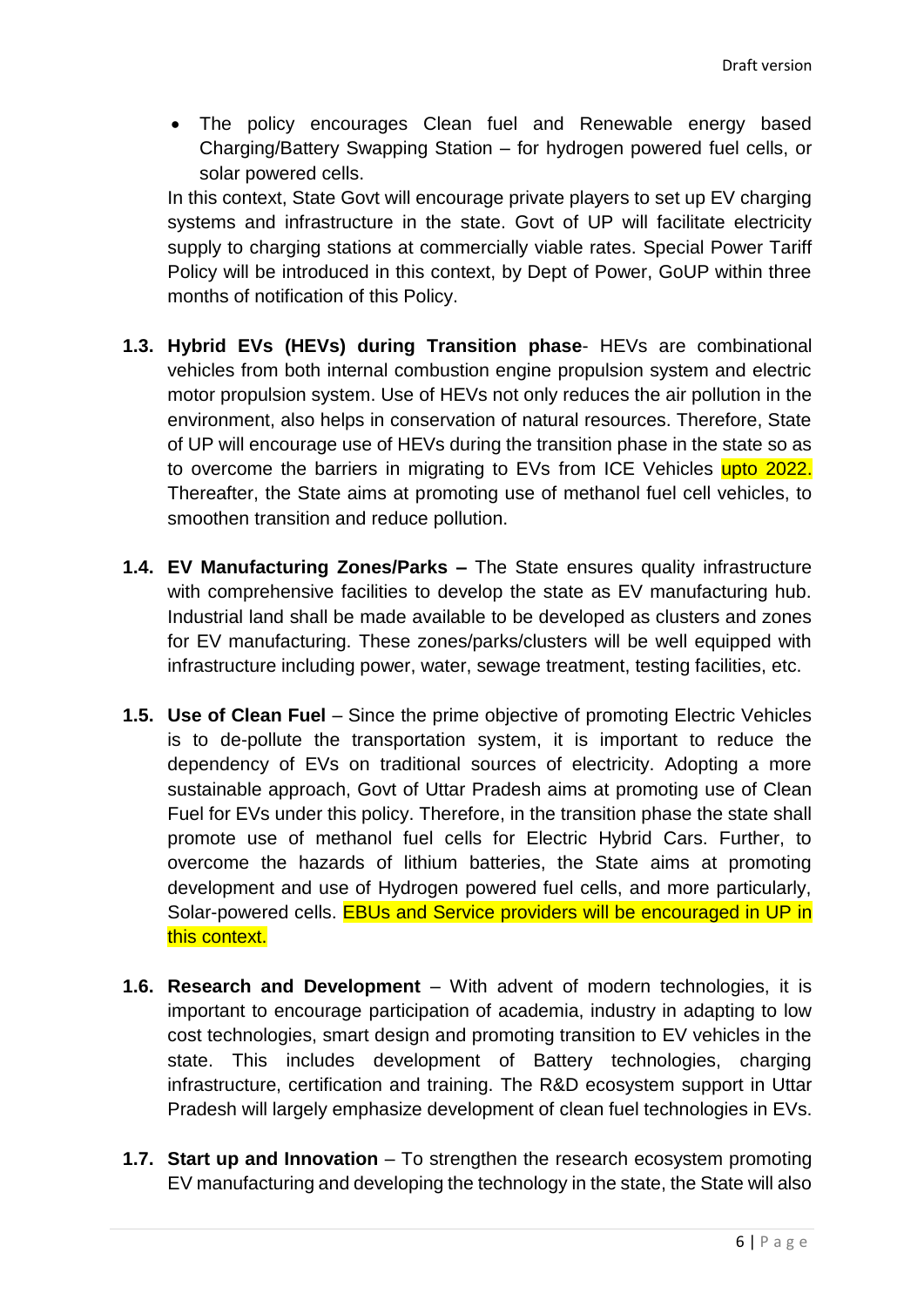- The policy encourages Clean fuel and Renewable energy based Charging/Battery Swapping Station – for hydrogen powered fuel cells, or solar powered cells.

In this context, State Govt will encourage private players to set up EV charging systems and infrastructure in the state. Govt of UP will facilitate electricity supply to charging stations at commercially viable rates. Special Power Tariff Policy will be introduced in this context, by Dept of Power, GoUP within three months of notification of this Policy.

**1.3. Hybrid EVs (HEVs) during Transition phase**- HEVs are combinational vehicles from both internal combustion engine propulsion system and electric motor propulsion system. Use of HEVs not only reduces the air pollution in the environment, also helps in conservation of natural resources. Therefore, State of UP will encourage use of HEVs during the transition phase in the state so as to overcome the barriers in migrating to EVs from ICE Vehicles upto 2022. Thereafter, the State aims at promoting use of methanol fuel cell vehicles, to smoothen transition and reduce pollution.

**1.4. EV Manufacturing Zones/Parks –** The State ensures quality infrastructure with comprehensive facilities to develop the state as EV manufacturing hub. Industrial land shall be made available to be developed as clusters and zones for EV manufacturing. These zones/parks/clusters will be well equipped with infrastructure including power, water, sewage treatment, testing facilities, etc.

**1.5. Use of Clean Fuel** – Since the prime objective of promoting Electric Vehicles is to de-pollute the transportation system, it is important to reduce the dependency of EVs on traditional sources of electricity. Adopting a more sustainable approach, Govt of Uttar Pradesh aims at promoting use of Clean Fuel for EVs under this policy. Therefore, in the transition phase the state shall promote use of methanol fuel cells for Electric Hybrid Cars. Further, to overcome the hazards of lithium batteries, the State aims at promoting development and use of Hydrogen powered fuel cells, and more particularly, Solar-powered cells. EBUs and Service providers will be encouraged in UP in this context.

**1.6. Research and Development** – With advent of modern technologies, it is important to encourage participation of academia, industry in adapting to low cost technologies, smart design and promoting transition to EV vehicles in the state. This includes development of Battery technologies, charging infrastructure, certification and training. The R&D ecosystem support in Uttar Pradesh will largely emphasize development of clean fuel technologies in EVs.

**1.7. Start up and Innovation** – To strengthen the research ecosystem promoting EV manufacturing and developing the technology in the state, the State will also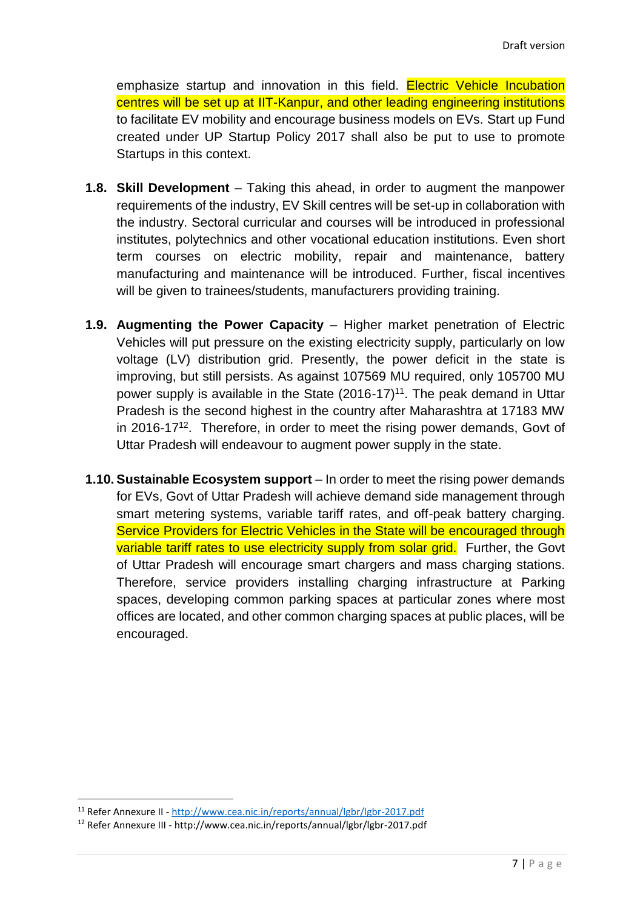emphasize startup and innovation in this field. Electric Vehicle Incubation centres will be set up at IIT-Kanpur, and other leading engineering institutions to facilitate EV mobility and encourage business models on EVs. Start up Fund created under UP Startup Policy 2017 shall also be put to use to promote Startups in this context.

**1.8. Skill Development** – Taking this ahead, in order to augment the manpower requirements of the industry, EV Skill centres will be set-up in collaboration with the industry. Sectoral curricular and courses will be introduced in professional institutes, polytechnics and other vocational education institutions. Even short term courses on electric mobility, repair and maintenance, battery manufacturing and maintenance will be introduced. Further, fiscal incentives will be given to trainees/students, manufacturers providing training.

**1.9. Augmenting the Power Capacity** – Higher market penetration of Electric Vehicles will put pressure on the existing electricity supply, particularly on low voltage (LV) distribution grid. Presently, the power deficit in the state is improving, but still persists. As against 107569 MU required, only 105700 MU power supply is available in the State (2016-17)[11]. The peak demand in Uttar Pradesh is the second highest in the country after Maharashtra at 17183 MW in 2016-17[12]. Therefore, in order to meet the rising power demands, Govt of Uttar Pradesh will endeavour to augment power supply in the state.

**1.10. Sustainable Ecosystem support** – In order to meet the rising power demands for EVs, Govt of Uttar Pradesh will achieve demand side management through smart metering systems, variable tariff rates, and off-peak battery charging. Service Providers for Electric Vehicles in the State will be encouraged through variable tariff rates to use electricity supply from solar grid. Further, the Govt of Uttar Pradesh will encourage smart chargers and mass charging stations. Therefore, service providers installing charging infrastructure at Parking spaces, developing common parking spaces at particular zones where most offices are located, and other common charging spaces at public places, will be encouraged.

---

[11] Refer Annexure II - http://www.cea.nic.in/reports/annual/lgbr/lgbr-2017.pdf

[12] Refer Annexure III - http://www.cea.nic.in/reports/annual/lgbr/lgbr-2017.pdf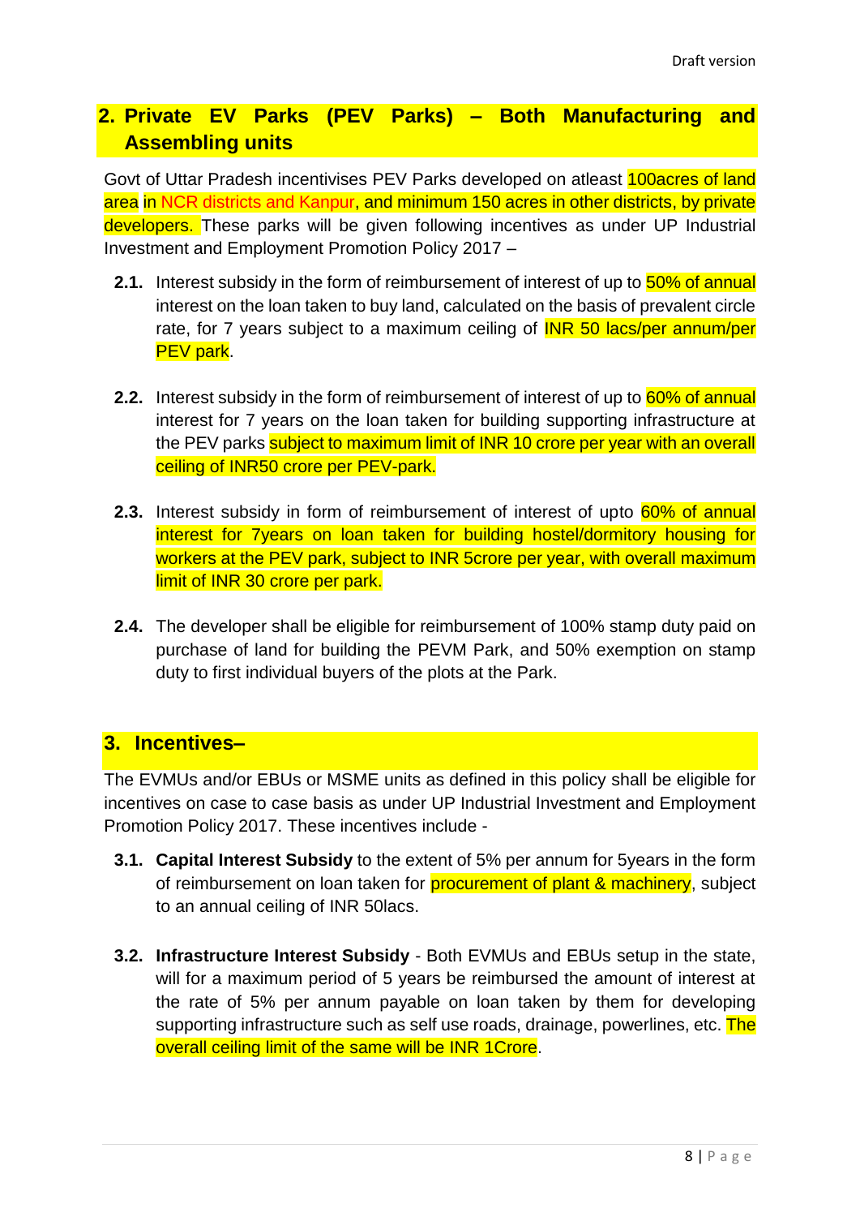## 2. Private EV Parks (PEV Parks) – Both Manufacturing and Assembling units

Govt of Uttar Pradesh incentivises PEV Parks developed on atleast 100acres of land area in NCR districts and Kanpur, and minimum 150 acres in other districts, by private developers. These parks will be given following incentives as under UP Industrial Investment and Employment Promotion Policy 2017 –

**2.1.** Interest subsidy in the form of reimbursement of interest of up to 50% of annual interest on the loan taken to buy land, calculated on the basis of prevalent circle rate, for 7 years subject to a maximum ceiling of INR 50 lacs/per annum/per PEV park.

**2.2.** Interest subsidy in the form of reimbursement of interest of up to 60% of annual interest for 7 years on the loan taken for building supporting infrastructure at the PEV parks subject to maximum limit of INR 10 crore per year with an overall ceiling of INR50 crore per PEV-park.

**2.3.** Interest subsidy in form of reimbursement of interest of upto 60% of annual interest for 7years on loan taken for building hostel/dormitory housing for workers at the PEV park, subject to INR 5crore per year, with overall maximum limit of INR 30 crore per park.

**2.4.** The developer shall be eligible for reimbursement of 100% stamp duty paid on purchase of land for building the PEVM Park, and 50% exemption on stamp duty to first individual buyers of the plots at the Park.

## 3. Incentives–

The EVMUs and/or EBUs or MSME units as defined in this policy shall be eligible for incentives on case to case basis as under UP Industrial Investment and Employment Promotion Policy 2017. These incentives include -

**3.1. Capital Interest Subsidy** to the extent of 5% per annum for 5years in the form of reimbursement on loan taken for procurement of plant & machinery, subject to an annual ceiling of INR 50lacs.

**3.2. Infrastructure Interest Subsidy** - Both EVMUs and EBUs setup in the state, will for a maximum period of 5 years be reimbursed the amount of interest at the rate of 5% per annum payable on loan taken by them for developing supporting infrastructure such as self use roads, drainage, powerlines, etc. The overall ceiling limit of the same will be INR 1Crore.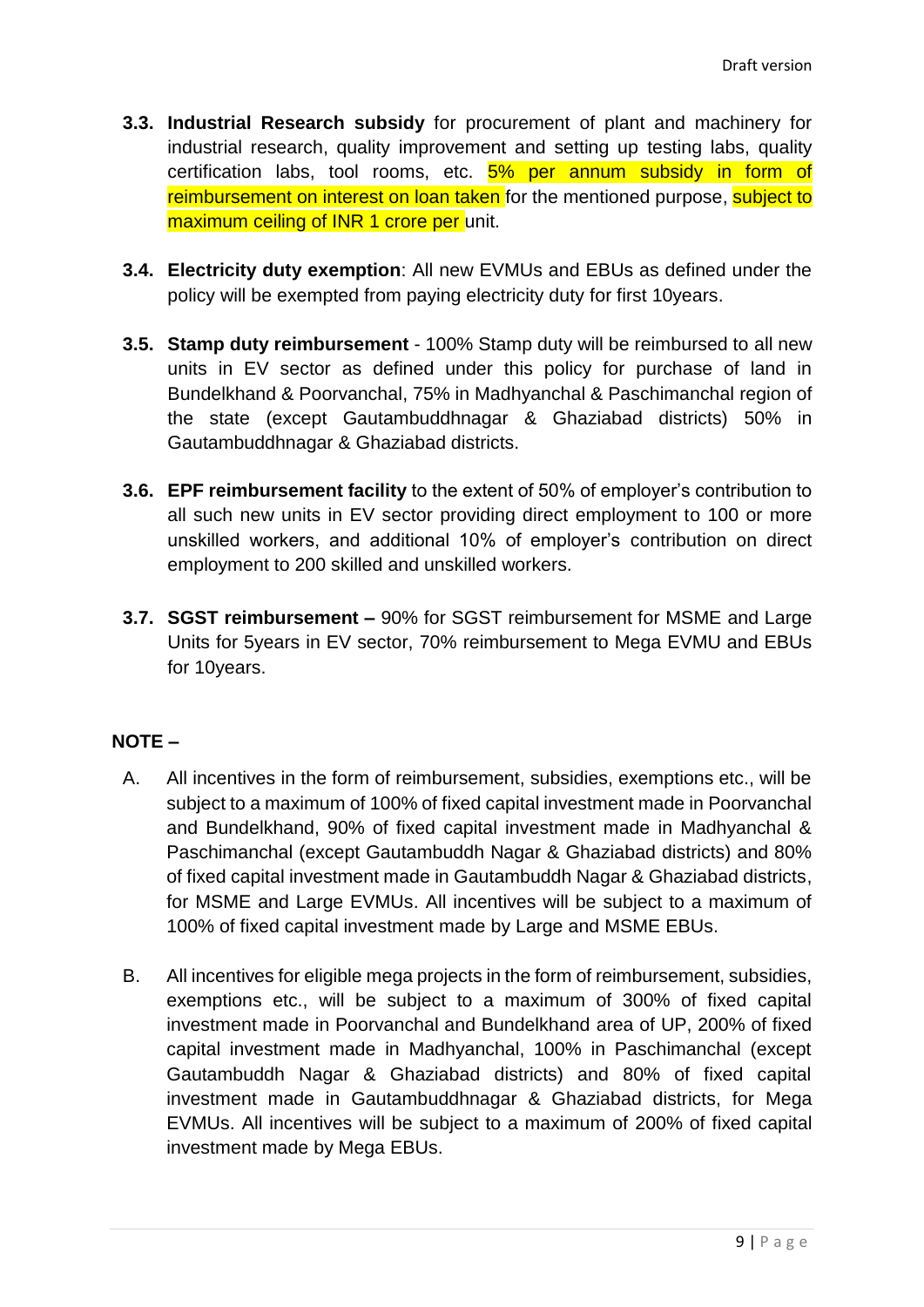**3.3. Industrial Research subsidy** for procurement of plant and machinery for industrial research, quality improvement and setting up testing labs, quality certification labs, tool rooms, etc. 5% per annum subsidy in form of reimbursement on interest on loan taken for the mentioned purpose, subject to maximum ceiling of INR 1 crore per unit.

**3.4. Electricity duty exemption**: All new EVMUs and EBUs as defined under the policy will be exempted from paying electricity duty for first 10years.

**3.5. Stamp duty reimbursement** - 100% Stamp duty will be reimbursed to all new units in EV sector as defined under this policy for purchase of land in Bundelkhand & Poorvanchal, 75% in Madhyanchal & Paschimanchal region of the state (except Gautambuddhnagar & Ghaziabad districts) 50% in Gautambuddhnagar & Ghaziabad districts.

**3.6. EPF reimbursement facility** to the extent of 50% of employer's contribution to all such new units in EV sector providing direct employment to 100 or more unskilled workers, and additional 10% of employer's contribution on direct employment to 200 skilled and unskilled workers.

**3.7. SGST reimbursement –** 90% for SGST reimbursement for MSME and Large Units for 5years in EV sector, 70% reimbursement to Mega EVMU and EBUs for 10years.

**NOTE –**

A. All incentives in the form of reimbursement, subsidies, exemptions etc., will be subject to a maximum of 100% of fixed capital investment made in Poorvanchal and Bundelkhand, 90% of fixed capital investment made in Madhyanchal & Paschimanchal (except Gautambuddh Nagar & Ghaziabad districts) and 80% of fixed capital investment made in Gautambuddh Nagar & Ghaziabad districts, for MSME and Large EVMUs. All incentives will be subject to a maximum of 100% of fixed capital investment made by Large and MSME EBUs.

B. All incentives for eligible mega projects in the form of reimbursement, subsidies, exemptions etc., will be subject to a maximum of 300% of fixed capital investment made in Poorvanchal and Bundelkhand area of UP, 200% of fixed capital investment made in Madhyanchal, 100% in Paschimanchal (except Gautambuddh Nagar & Ghaziabad districts) and 80% of fixed capital investment made in Gautambuddhnagar & Ghaziabad districts, for Mega EVMUs. All incentives will be subject to a maximum of 200% of fixed capital investment made by Mega EBUs.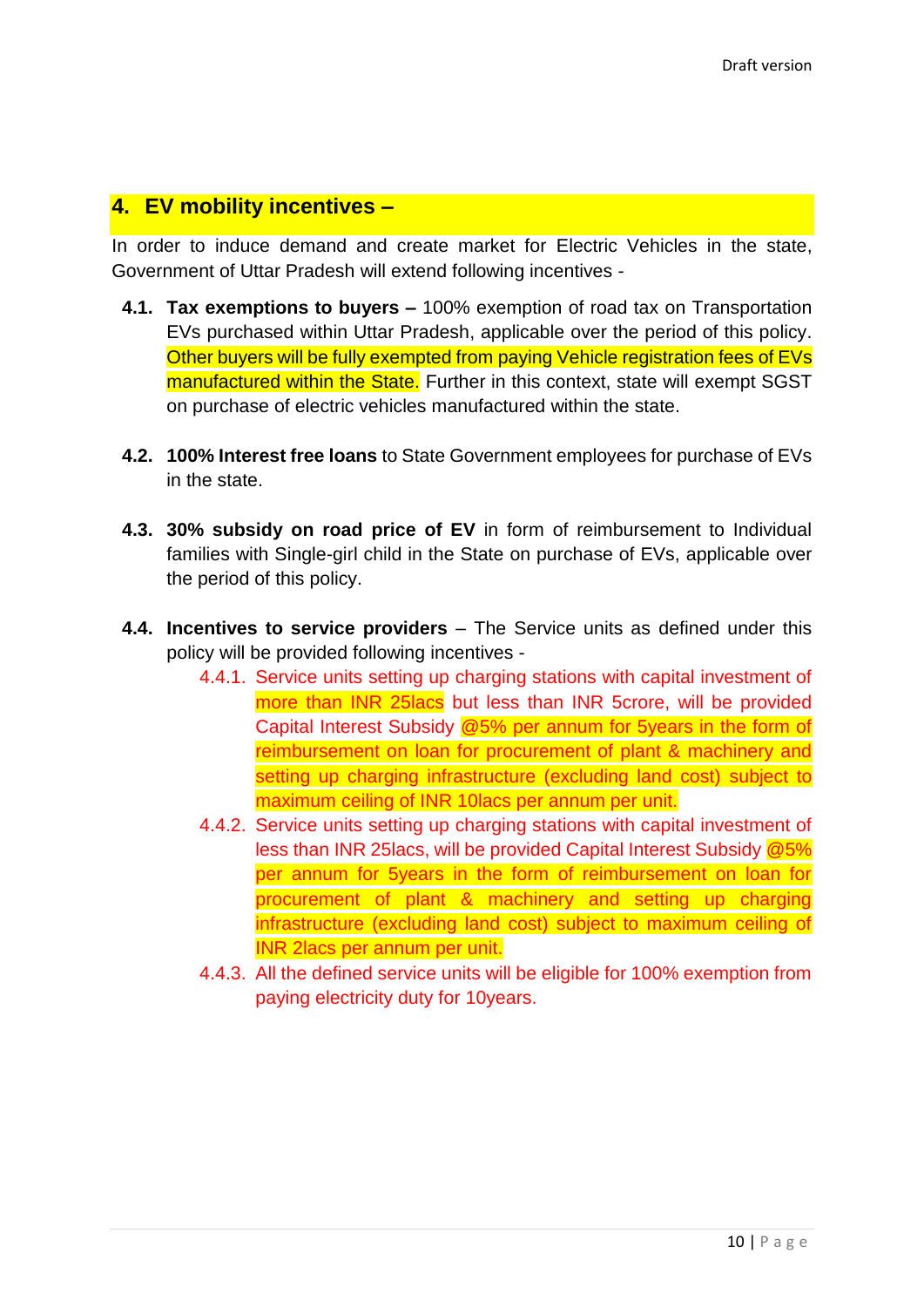## 4. EV mobility incentives –

In order to induce demand and create market for Electric Vehicles in the state, Government of Uttar Pradesh will extend following incentives -

**4.1. Tax exemptions to buyers –** 100% exemption of road tax on Transportation EVs purchased within Uttar Pradesh, applicable over the period of this policy. Other buyers will be fully exempted from paying Vehicle registration fees of EVs manufactured within the State. Further in this context, state will exempt SGST on purchase of electric vehicles manufactured within the state.

**4.2. 100% Interest free loans** to State Government employees for purchase of EVs in the state.

**4.3. 30% subsidy on road price of EV** in form of reimbursement to Individual families with Single-girl child in the State on purchase of EVs, applicable over the period of this policy.

**4.4. Incentives to service providers** – The Service units as defined under this policy will be provided following incentives -

4.4.1. Service units setting up charging stations with capital investment of more than INR 25lacs but less than INR 5crore, will be provided Capital Interest Subsidy @5% per annum for 5years in the form of reimbursement on loan for procurement of plant & machinery and setting up charging infrastructure (excluding land cost) subject to maximum ceiling of INR 10lacs per annum per unit.

4.4.2. Service units setting up charging stations with capital investment of less than INR 25lacs, will be provided Capital Interest Subsidy @5% per annum for 5years in the form of reimbursement on loan for procurement of plant & machinery and setting up charging infrastructure (excluding land cost) subject to maximum ceiling of INR 2lacs per annum per unit.

4.4.3. All the defined service units will be eligible for 100% exemption from paying electricity duty for 10years.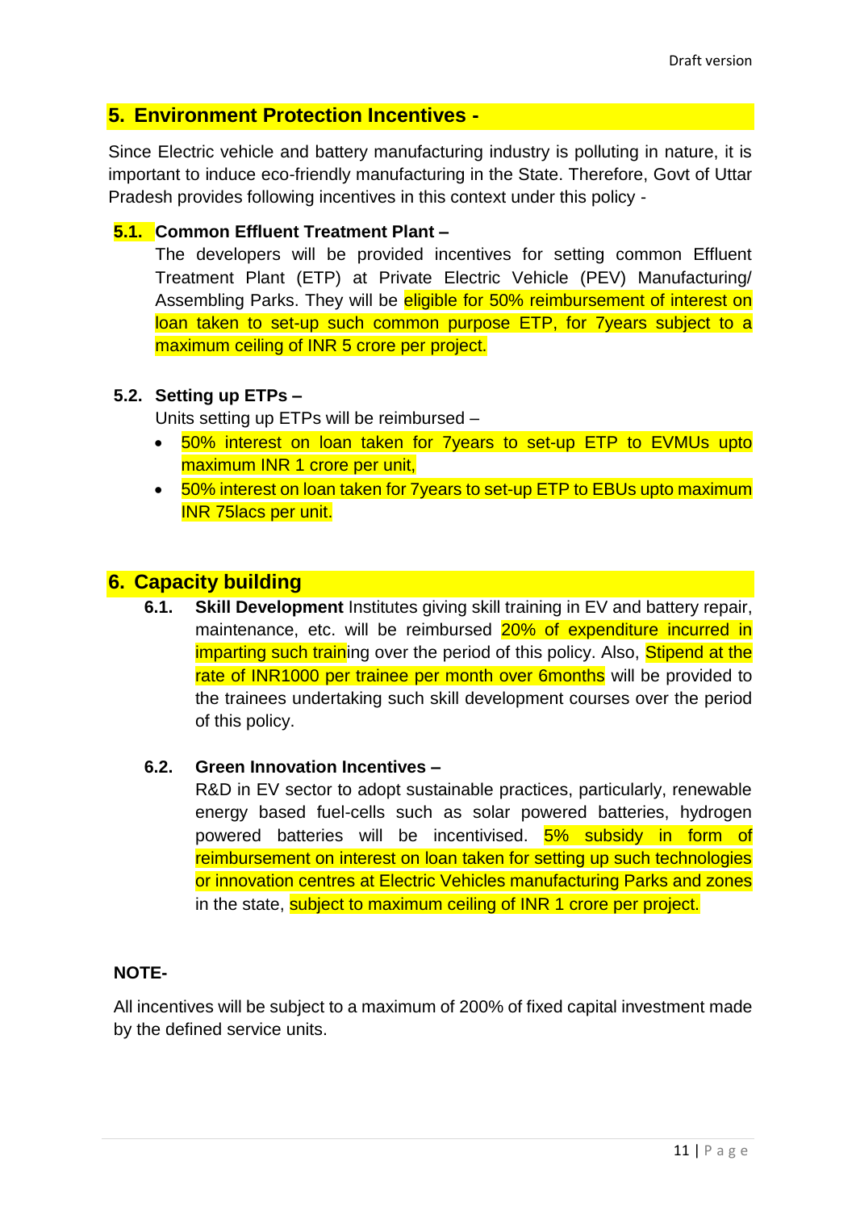## 5. Environment Protection Incentives -

Since Electric vehicle and battery manufacturing industry is polluting in nature, it is important to induce eco-friendly manufacturing in the State. Therefore, Govt of Uttar Pradesh provides following incentives in this context under this policy -

### 5.1. Common Effluent Treatment Plant –

The developers will be provided incentives for setting common Effluent Treatment Plant (ETP) at Private Electric Vehicle (PEV) Manufacturing/ Assembling Parks. They will be eligible for 50% reimbursement of interest on loan taken to set-up such common purpose ETP, for 7years subject to a maximum ceiling of INR 5 crore per project.

### 5.2. Setting up ETPs –

Units setting up ETPs will be reimbursed –

- 50% interest on loan taken for 7years to set-up ETP to EVMUs upto maximum INR 1 crore per unit,
- 50% interest on loan taken for 7years to set-up ETP to EBUs upto maximum INR 75lacs per unit.

## 6. Capacity building

**6.1. Skill Development** Institutes giving skill training in EV and battery repair, maintenance, etc. will be reimbursed 20% of expenditure incurred in imparting such training over the period of this policy. Also, Stipend at the rate of INR1000 per trainee per month over 6months will be provided to the trainees undertaking such skill development courses over the period of this policy.

### 6.2. Green Innovation Incentives –

R&D in EV sector to adopt sustainable practices, particularly, renewable energy based fuel-cells such as solar powered batteries, hydrogen powered batteries will be incentivised. 5% subsidy in form of reimbursement on interest on loan taken for setting up such technologies or innovation centres at Electric Vehicles manufacturing Parks and zones in the state, subject to maximum ceiling of INR 1 crore per project.

**NOTE-**

All incentives will be subject to a maximum of 200% of fixed capital investment made by the defined service units.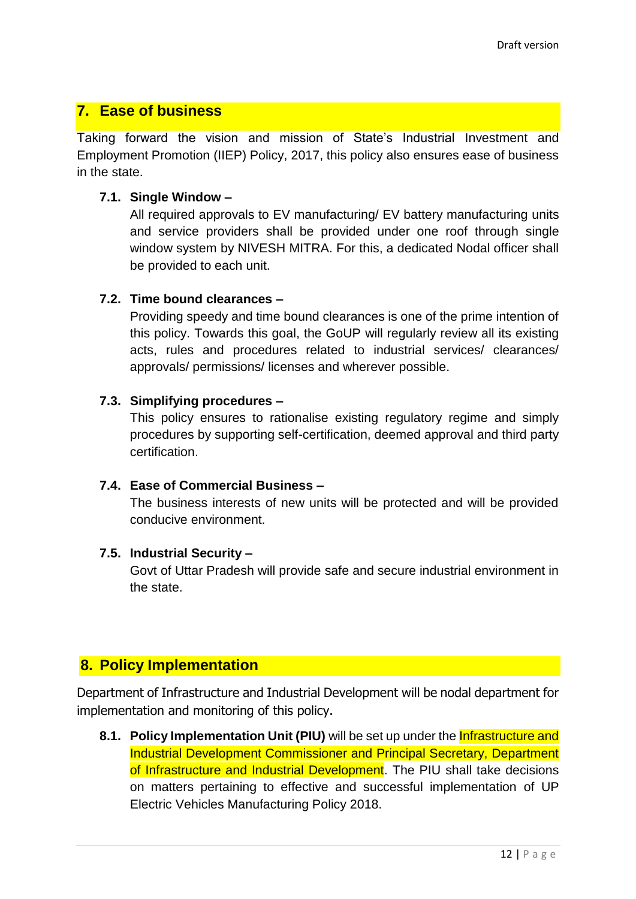## 7. Ease of business

Taking forward the vision and mission of State's Industrial Investment and Employment Promotion (IIEP) Policy, 2017, this policy also ensures ease of business in the state.

### 7.1. Single Window –

All required approvals to EV manufacturing/ EV battery manufacturing units and service providers shall be provided under one roof through single window system by NIVESH MITRA. For this, a dedicated Nodal officer shall be provided to each unit.

### 7.2. Time bound clearances –

Providing speedy and time bound clearances is one of the prime intention of this policy. Towards this goal, the GoUP will regularly review all its existing acts, rules and procedures related to industrial services/ clearances/ approvals/ permissions/ licenses and wherever possible.

### 7.3. Simplifying procedures –

This policy ensures to rationalise existing regulatory regime and simply procedures by supporting self-certification, deemed approval and third party certification.

### 7.4. Ease of Commercial Business –

The business interests of new units will be protected and will be provided conducive environment.

### 7.5. Industrial Security –

Govt of Uttar Pradesh will provide safe and secure industrial environment in the state.

## 8. Policy Implementation

Department of Infrastructure and Industrial Development will be nodal department for implementation and monitoring of this policy.

**8.1. Policy Implementation Unit (PIU)** will be set up under the Infrastructure and Industrial Development Commissioner and Principal Secretary, Department of Infrastructure and Industrial Development. The PIU shall take decisions on matters pertaining to effective and successful implementation of UP Electric Vehicles Manufacturing Policy 2018.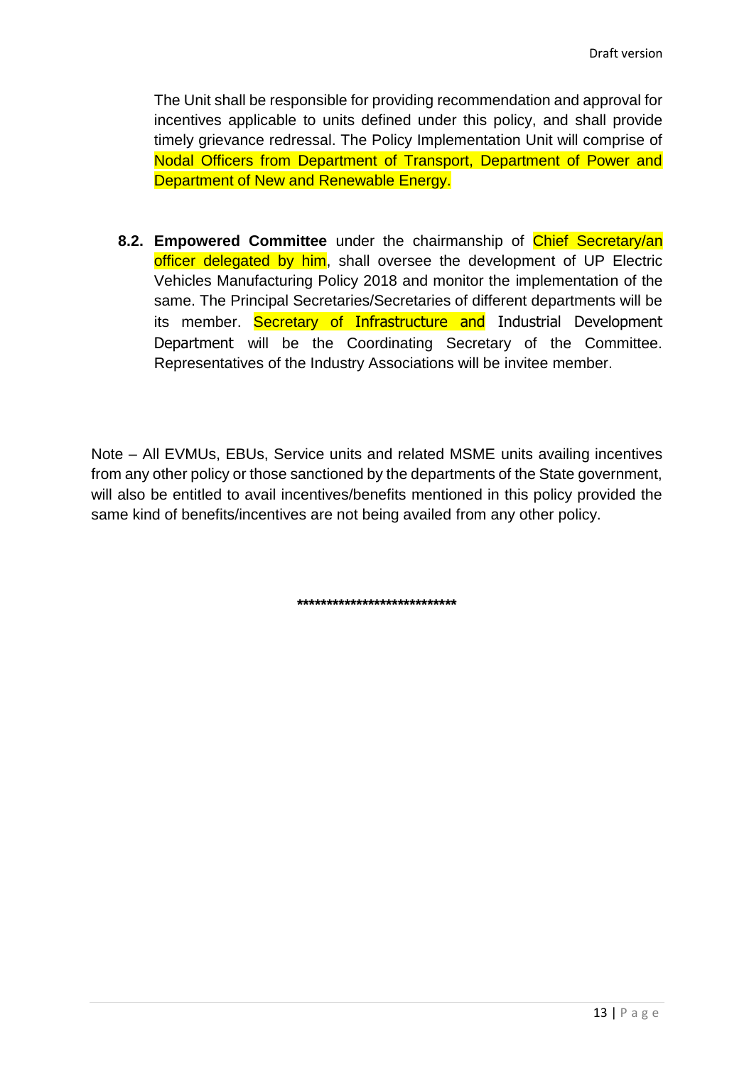The Unit shall be responsible for providing recommendation and approval for incentives applicable to units defined under this policy, and shall provide timely grievance redressal. The Policy Implementation Unit will comprise of Nodal Officers from Department of Transport, Department of Power and Department of New and Renewable Energy.

**8.2. Empowered Committee** under the chairmanship of Chief Secretary/an officer delegated by him, shall oversee the development of UP Electric Vehicles Manufacturing Policy 2018 and monitor the implementation of the same. The Principal Secretaries/Secretaries of different departments will be its member. Secretary of Infrastructure and Industrial Development Department will be the Coordinating Secretary of the Committee. Representatives of the Industry Associations will be invitee member.

Note – All EVMUs, EBUs, Service units and related MSME units availing incentives from any other policy or those sanctioned by the departments of the State government, will also be entitled to avail incentives/benefits mentioned in this policy provided the same kind of benefits/incentives are not being availed from any other policy.

****************************